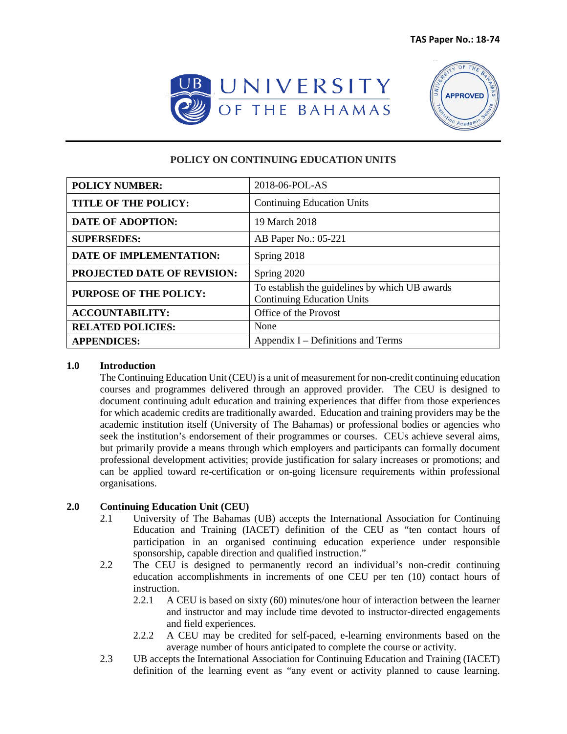**TAS Paper No.: 18-74**

## POLICY ON CONTINUING EDUCATION UNITS

| **POLICY NUMBER:** | 2018-06-POL-AS |
|---|---|
| **TITLE OF THE POLICY:** | Continuing Education Units |
| **DATE OF ADOPTION:** | 19 March 2018 |
| **SUPERSEDES:** | AB Paper No.: 05-221 |
| **DATE OF IMPLEMENTATION:** | Spring 2018 |
| **PROJECTED DATE OF REVISION:** | Spring 2020 |
| **PURPOSE OF THE POLICY:** | To establish the guidelines by which UB awards Continuing Education Units |
| **ACCOUNTABILITY:** | Office of the Provost |
| **RELATED POLICIES:** | None |
| **APPENDICES:** | Appendix I – Definitions and Terms |

### 1.0 Introduction

The Continuing Education Unit (CEU) is a unit of measurement for non-credit continuing education courses and programmes delivered through an approved provider. The CEU is designed to document continuing adult education and training experiences that differ from those experiences for which academic credits are traditionally awarded. Education and training providers may be the academic institution itself (University of The Bahamas) or professional bodies or agencies who seek the institution's endorsement of their programmes or courses. CEUs achieve several aims, but primarily provide a means through which employers and participants can formally document professional development activities; provide justification for salary increases or promotions; and can be applied toward re-certification or on-going licensure requirements within professional organisations.

### 2.0 Continuing Education Unit (CEU)

2.1 University of The Bahamas (UB) accepts the International Association for Continuing Education and Training (IACET) definition of the CEU as "ten contact hours of participation in an organised continuing education experience under responsible sponsorship, capable direction and qualified instruction."

2.2 The CEU is designed to permanently record an individual's non-credit continuing education accomplishments in increments of one CEU per ten (10) contact hours of instruction.

2.2.1 A CEU is based on sixty (60) minutes/one hour of interaction between the learner and instructor and may include time devoted to instructor-directed engagements and field experiences.

2.2.2 A CEU may be credited for self-paced, e-learning environments based on the average number of hours anticipated to complete the course or activity.

2.3 UB accepts the International Association for Continuing Education and Training (IACET) definition of the learning event as "any event or activity planned to cause learning.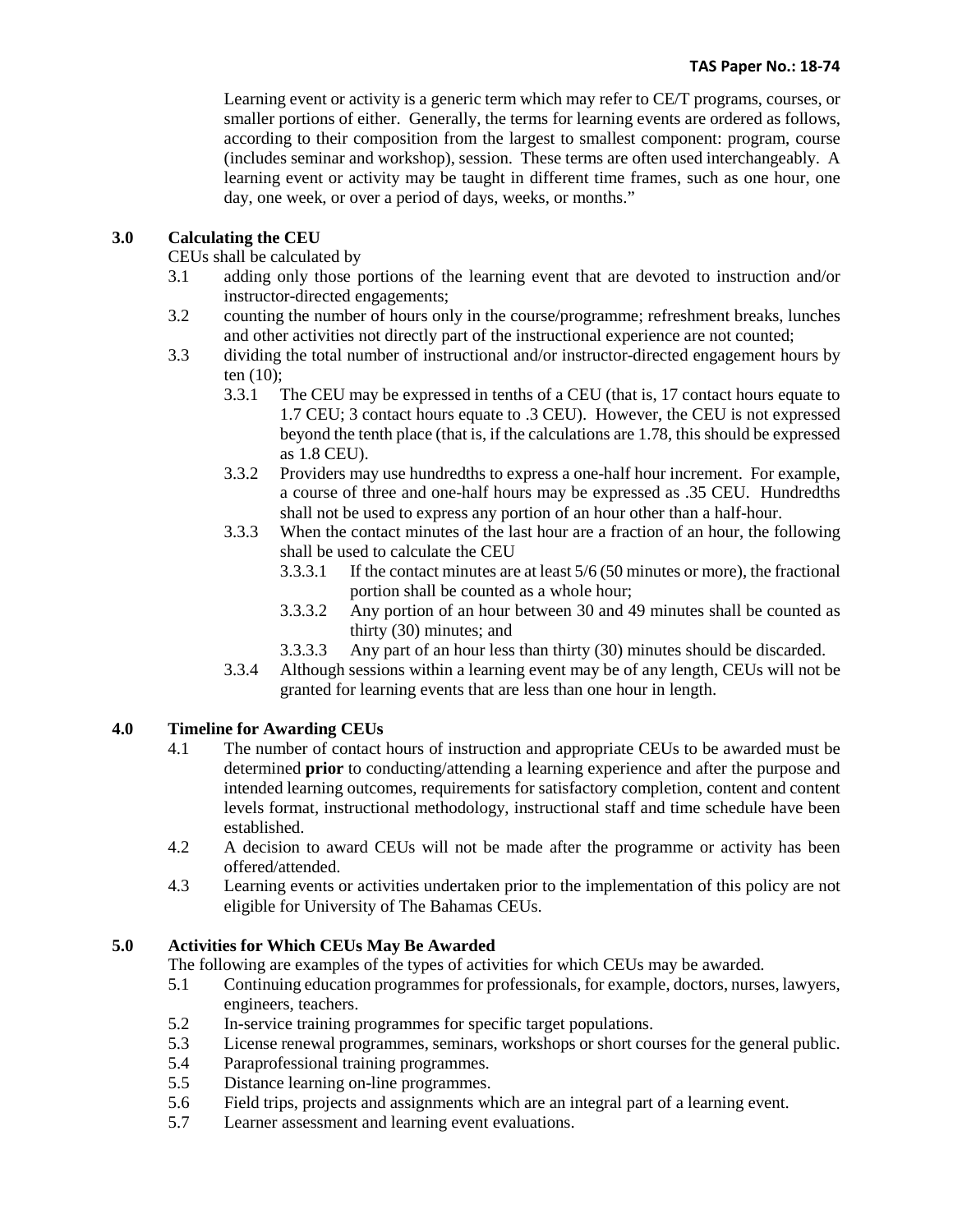Learning event or activity is a generic term which may refer to CE/T programs, courses, or smaller portions of either. Generally, the terms for learning events are ordered as follows, according to their composition from the largest to smallest component: program, course (includes seminar and workshop), session. These terms are often used interchangeably. A learning event or activity may be taught in different time frames, such as one hour, one day, one week, or over a period of days, weeks, or months."

## 3.0 Calculating the CEU

CEUs shall be calculated by

- 3.1 adding only those portions of the learning event that are devoted to instruction and/or instructor-directed engagements;
- 3.2 counting the number of hours only in the course/programme; refreshment breaks, lunches and other activities not directly part of the instructional experience are not counted;
- 3.3 dividing the total number of instructional and/or instructor-directed engagement hours by ten (10);
  - 3.3.1 The CEU may be expressed in tenths of a CEU (that is, 17 contact hours equate to 1.7 CEU; 3 contact hours equate to .3 CEU). However, the CEU is not expressed beyond the tenth place (that is, if the calculations are 1.78, this should be expressed as 1.8 CEU).
  - 3.3.2 Providers may use hundredths to express a one-half hour increment. For example, a course of three and one-half hours may be expressed as .35 CEU. Hundredths shall not be used to express any portion of an hour other than a half-hour.
  - 3.3.3 When the contact minutes of the last hour are a fraction of an hour, the following shall be used to calculate the CEU
    - 3.3.3.1 If the contact minutes are at least 5/6 (50 minutes or more), the fractional portion shall be counted as a whole hour;
    - 3.3.3.2 Any portion of an hour between 30 and 49 minutes shall be counted as thirty (30) minutes; and
    - 3.3.3.3 Any part of an hour less than thirty (30) minutes should be discarded.
  - 3.3.4 Although sessions within a learning event may be of any length, CEUs will not be granted for learning events that are less than one hour in length.

## 4.0 Timeline for Awarding CEUs

- 4.1 The number of contact hours of instruction and appropriate CEUs to be awarded must be determined **prior** to conducting/attending a learning experience and after the purpose and intended learning outcomes, requirements for satisfactory completion, content and content levels format, instructional methodology, instructional staff and time schedule have been established.
- 4.2 A decision to award CEUs will not be made after the programme or activity has been offered/attended.
- 4.3 Learning events or activities undertaken prior to the implementation of this policy are not eligible for University of The Bahamas CEUs.

## 5.0 Activities for Which CEUs May Be Awarded

The following are examples of the types of activities for which CEUs may be awarded.

- 5.1 Continuing education programmes for professionals, for example, doctors, nurses, lawyers, engineers, teachers.
- 5.2 In-service training programmes for specific target populations.
- 5.3 License renewal programmes, seminars, workshops or short courses for the general public.
- 5.4 Paraprofessional training programmes.
- 5.5 Distance learning on-line programmes.
- 5.6 Field trips, projects and assignments which are an integral part of a learning event.
- 5.7 Learner assessment and learning event evaluations.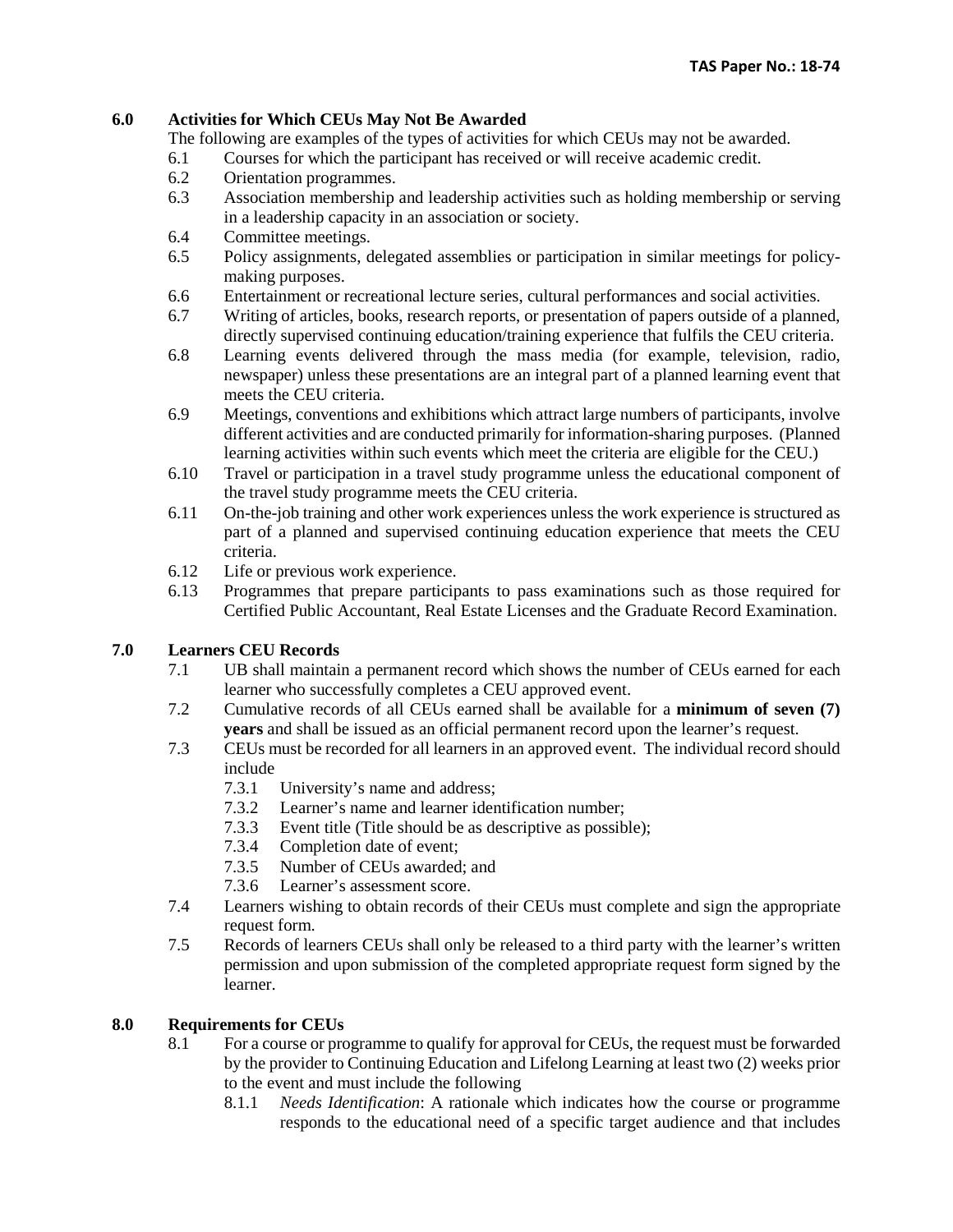## 6.0 Activities for Which CEUs May Not Be Awarded

The following are examples of the types of activities for which CEUs may not be awarded.

- 6.1 Courses for which the participant has received or will receive academic credit.
- 6.2 Orientation programmes.
- 6.3 Association membership and leadership activities such as holding membership or serving in a leadership capacity in an association or society.
- 6.4 Committee meetings.
- 6.5 Policy assignments, delegated assemblies or participation in similar meetings for policy-making purposes.
- 6.6 Entertainment or recreational lecture series, cultural performances and social activities.
- 6.7 Writing of articles, books, research reports, or presentation of papers outside of a planned, directly supervised continuing education/training experience that fulfils the CEU criteria.
- 6.8 Learning events delivered through the mass media (for example, television, radio, newspaper) unless these presentations are an integral part of a planned learning event that meets the CEU criteria.
- 6.9 Meetings, conventions and exhibitions which attract large numbers of participants, involve different activities and are conducted primarily for information-sharing purposes. (Planned learning activities within such events which meet the criteria are eligible for the CEU.)
- 6.10 Travel or participation in a travel study programme unless the educational component of the travel study programme meets the CEU criteria.
- 6.11 On-the-job training and other work experiences unless the work experience is structured as part of a planned and supervised continuing education experience that meets the CEU criteria.
- 6.12 Life or previous work experience.
- 6.13 Programmes that prepare participants to pass examinations such as those required for Certified Public Accountant, Real Estate Licenses and the Graduate Record Examination.

## 7.0 Learners CEU Records

- 7.1 UB shall maintain a permanent record which shows the number of CEUs earned for each learner who successfully completes a CEU approved event.
- 7.2 Cumulative records of all CEUs earned shall be available for a **minimum of seven (7) years** and shall be issued as an official permanent record upon the learner's request.
- 7.3 CEUs must be recorded for all learners in an approved event. The individual record should include
  - 7.3.1 University's name and address;
  - 7.3.2 Learner's name and learner identification number;
  - 7.3.3 Event title (Title should be as descriptive as possible);
  - 7.3.4 Completion date of event;
  - 7.3.5 Number of CEUs awarded; and
  - 7.3.6 Learner's assessment score.
- 7.4 Learners wishing to obtain records of their CEUs must complete and sign the appropriate request form.
- 7.5 Records of learners CEUs shall only be released to a third party with the learner's written permission and upon submission of the completed appropriate request form signed by the learner.

## 8.0 Requirements for CEUs

- 8.1 For a course or programme to qualify for approval for CEUs, the request must be forwarded by the provider to Continuing Education and Lifelong Learning at least two (2) weeks prior to the event and must include the following
  - 8.1.1 *Needs Identification*: A rationale which indicates how the course or programme responds to the educational need of a specific target audience and that includes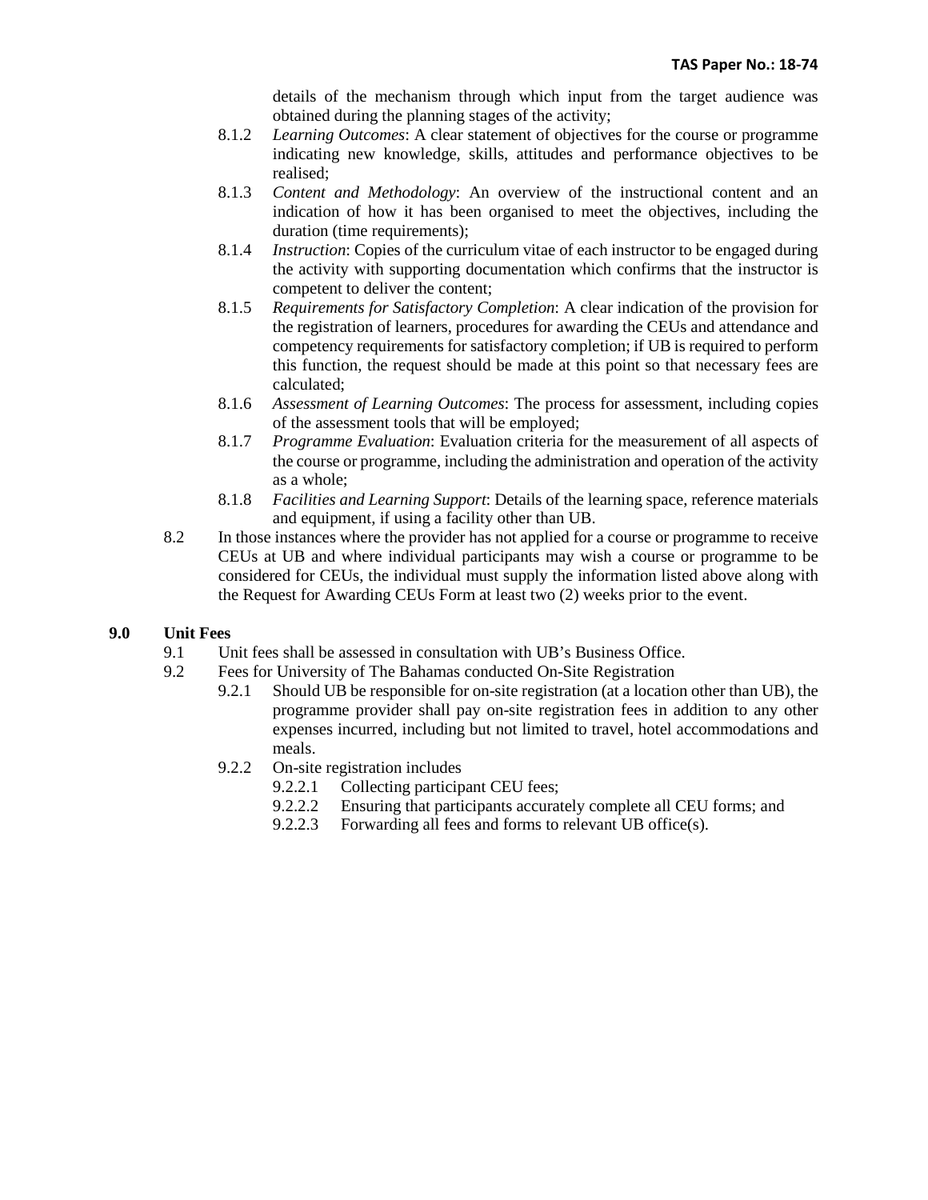details of the mechanism through which input from the target audience was obtained during the planning stages of the activity;

8.1.2 *Learning Outcomes*: A clear statement of objectives for the course or programme indicating new knowledge, skills, attitudes and performance objectives to be realised;

8.1.3 *Content and Methodology*: An overview of the instructional content and an indication of how it has been organised to meet the objectives, including the duration (time requirements);

8.1.4 *Instruction*: Copies of the curriculum vitae of each instructor to be engaged during the activity with supporting documentation which confirms that the instructor is competent to deliver the content;

8.1.5 *Requirements for Satisfactory Completion*: A clear indication of the provision for the registration of learners, procedures for awarding the CEUs and attendance and competency requirements for satisfactory completion; if UB is required to perform this function, the request should be made at this point so that necessary fees are calculated;

8.1.6 *Assessment of Learning Outcomes*: The process for assessment, including copies of the assessment tools that will be employed;

8.1.7 *Programme Evaluation*: Evaluation criteria for the measurement of all aspects of the course or programme, including the administration and operation of the activity as a whole;

8.1.8 *Facilities and Learning Support*: Details of the learning space, reference materials and equipment, if using a facility other than UB.

8.2 In those instances where the provider has not applied for a course or programme to receive CEUs at UB and where individual participants may wish a course or programme to be considered for CEUs, the individual must supply the information listed above along with the Request for Awarding CEUs Form at least two (2) weeks prior to the event.

## 9.0 Unit Fees

9.1 Unit fees shall be assessed in consultation with UB's Business Office.

9.2 Fees for University of The Bahamas conducted On-Site Registration

9.2.1 Should UB be responsible for on-site registration (at a location other than UB), the programme provider shall pay on-site registration fees in addition to any other expenses incurred, including but not limited to travel, hotel accommodations and meals.

9.2.2 On-site registration includes

9.2.2.1 Collecting participant CEU fees;

9.2.2.2 Ensuring that participants accurately complete all CEU forms; and

9.2.2.3 Forwarding all fees and forms to relevant UB office(s).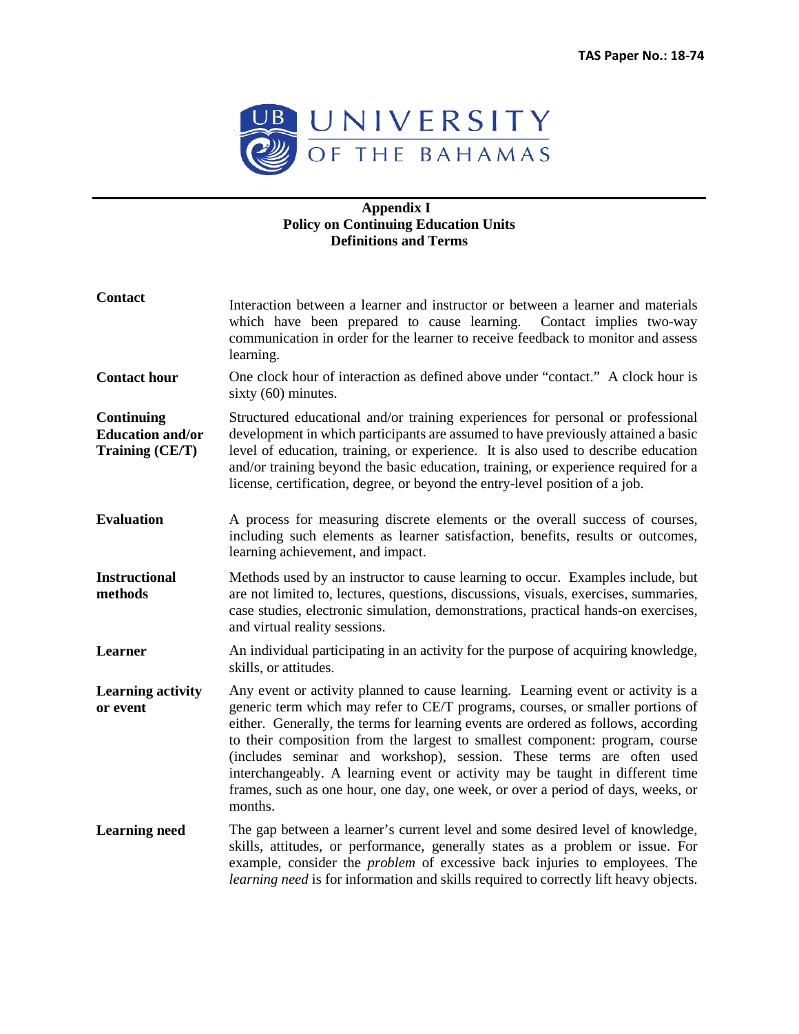**TAS Paper No.: 18-74**

UNIVERSITY OF THE BAHAMAS

**Appendix I**
**Policy on Continuing Education Units**
**Definitions and Terms**

| | |
|---|---|
| **Contact** | Interaction between a learner and instructor or between a learner and materials which have been prepared to cause learning. Contact implies two-way communication in order for the learner to receive feedback to monitor and assess learning. |
| **Contact hour** | One clock hour of interaction as defined above under "contact." A clock hour is sixty (60) minutes. |
| **Continuing Education and/or Training (CE/T)** | Structured educational and/or training experiences for personal or professional development in which participants are assumed to have previously attained a basic level of education, training, or experience. It is also used to describe education and/or training beyond the basic education, training, or experience required for a license, certification, degree, or beyond the entry-level position of a job. |
| **Evaluation** | A process for measuring discrete elements or the overall success of courses, including such elements as learner satisfaction, benefits, results or outcomes, learning achievement, and impact. |
| **Instructional methods** | Methods used by an instructor to cause learning to occur. Examples include, but are not limited to, lectures, questions, discussions, visuals, exercises, summaries, case studies, electronic simulation, demonstrations, practical hands-on exercises, and virtual reality sessions. |
| **Learner** | An individual participating in an activity for the purpose of acquiring knowledge, skills, or attitudes. |
| **Learning activity or event** | Any event or activity planned to cause learning. Learning event or activity is a generic term which may refer to CE/T programs, courses, or smaller portions of either. Generally, the terms for learning events are ordered as follows, according to their composition from the largest to smallest component: program, course (includes seminar and workshop), session. These terms are often used interchangeably. A learning event or activity may be taught in different time frames, such as one hour, one day, one week, or over a period of days, weeks, or months. |
| **Learning need** | The gap between a learner's current level and some desired level of knowledge, skills, attitudes, or performance, generally states as a problem or issue. For example, consider the *problem* of excessive back injuries to employees. The *learning need* is for information and skills required to correctly lift heavy objects. |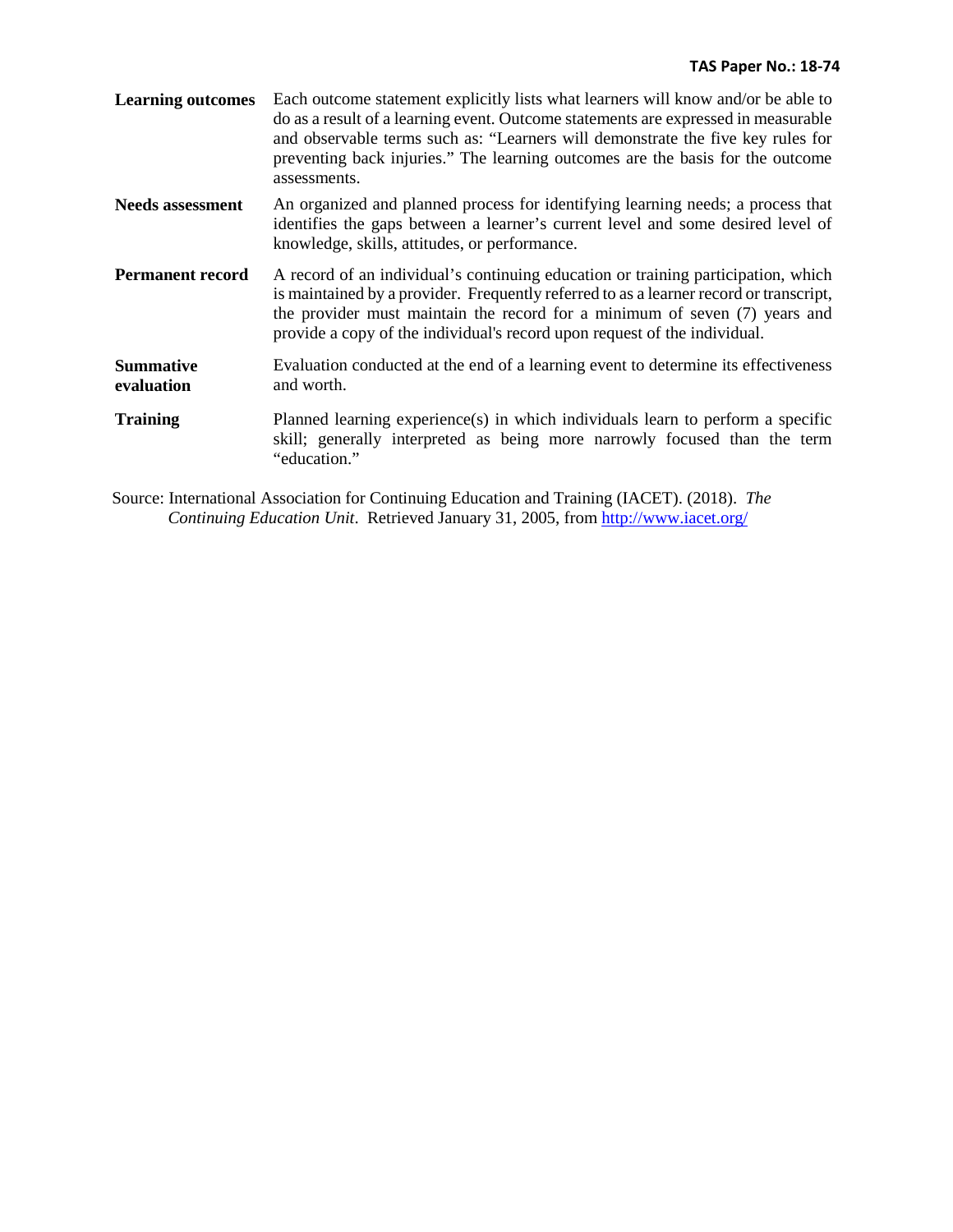| | |
|---|---|
| **Learning outcomes** | Each outcome statement explicitly lists what learners will know and/or be able to do as a result of a learning event. Outcome statements are expressed in measurable and observable terms such as: "Learners will demonstrate the five key rules for preventing back injuries." The learning outcomes are the basis for the outcome assessments. |
| **Needs assessment** | An organized and planned process for identifying learning needs; a process that identifies the gaps between a learner's current level and some desired level of knowledge, skills, attitudes, or performance. |
| **Permanent record** | A record of an individual's continuing education or training participation, which is maintained by a provider. Frequently referred to as a learner record or transcript, the provider must maintain the record for a minimum of seven (7) years and provide a copy of the individual's record upon request of the individual. |
| **Summative evaluation** | Evaluation conducted at the end of a learning event to determine its effectiveness and worth. |
| **Training** | Planned learning experience(s) in which individuals learn to perform a specific skill; generally interpreted as being more narrowly focused than the term "education." |

Source: International Association for Continuing Education and Training (IACET). (2018). *The Continuing Education Unit*. Retrieved January 31, 2005, from http://www.iacet.org/